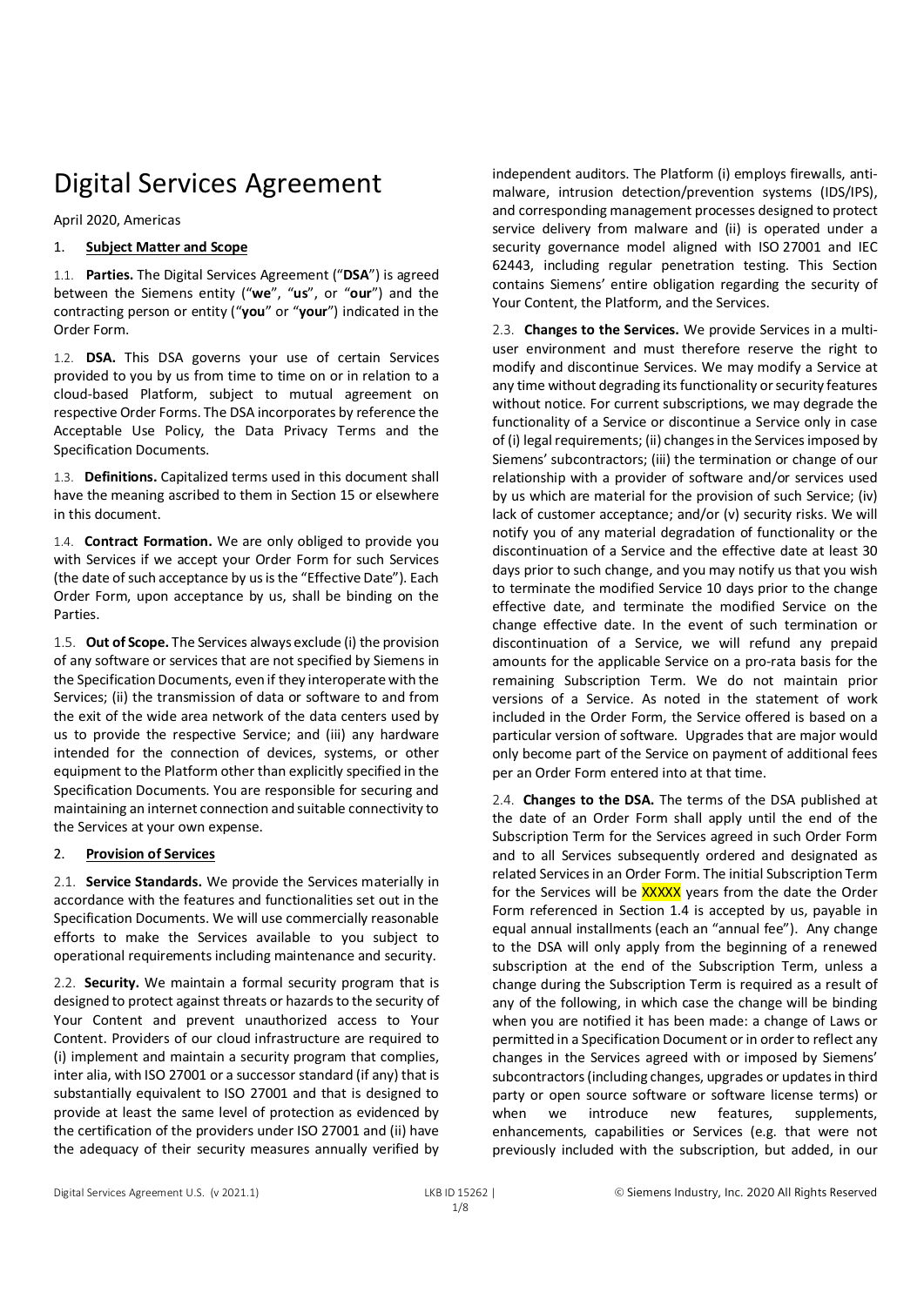# Digital Services Agreement

April 2020, Americas

## 1. Subject Matter and Scope

1.1. **Parties.** The Digital Services Agreement ("**DSA**") is agreed between the Siemens entity ("**we**", "**us**", or "**our**") and the contracting person or entity ("**you**" or "**your**") indicated in the Order Form.

1.2. **DSA.** This DSA governs your use of certain Services provided to you by us from time to time on or in relation to a cloud-based Platform, subject to mutual agreement on respective Order Forms. The DSA incorporates by reference the Acceptable Use Policy, the Data Privacy Terms and the Specification Documents.

1.3. **Definitions.** Capitalized terms used in this document shall have the meaning ascribed to them in Section 15 or elsewhere in this document.

1.4. **Contract Formation.** We are only obliged to provide you with Services if we accept your Order Form for such Services (the date of such acceptance by us is the "Effective Date"). Each Order Form, upon acceptance by us, shall be binding on the Parties.

1.5. **Out of Scope.** The Services always exclude (i) the provision of any software or services that are not specified by Siemens in the Specification Documents, even if they interoperate with the Services; (ii) the transmission of data or software to and from the exit of the wide area network of the data centers used by us to provide the respective Service; and (iii) any hardware intended for the connection of devices, systems, or other equipment to the Platform other than explicitly specified in the Specification Documents. You are responsible for securing and maintaining an internet connection and suitable connectivity to the Services at your own expense.

## 2. Provision of Services

2.1. **Service Standards.** We provide the Services materially in accordance with the features and functionalities set out in the Specification Documents. We will use commercially reasonable efforts to make the Services available to you subject to operational requirements including maintenance and security.

2.2. **Security.** We maintain a formal security program that is designed to protect against threats or hazards to the security of Your Content and prevent unauthorized access to Your Content. Providers of our cloud infrastructure are required to (i) implement and maintain a security program that complies, inter alia, with ISO 27001 or a successor standard (if any) that is substantially equivalent to ISO 27001 and that is designed to provide at least the same level of protection as evidenced by the certification of the providers under ISO 27001 and (ii) have the adequacy of their security measures annually verified by independent auditors. The Platform (i) employs firewalls, anti-malware, intrusion detection/prevention systems (IDS/IPS), and corresponding management processes designed to protect service delivery from malware and (ii) is operated under a security governance model aligned with ISO 27001 and IEC 62443, including regular penetration testing. This Section contains Siemens' entire obligation regarding the security of Your Content, the Platform, and the Services.

2.3. **Changes to the Services.** We provide Services in a multi-user environment and must therefore reserve the right to modify and discontinue Services. We may modify a Service at any time without degrading its functionality or security features without notice. For current subscriptions, we may degrade the functionality of a Service or discontinue a Service only in case of (i) legal requirements; (ii) changes in the Services imposed by Siemens' subcontractors; (iii) the termination or change of our relationship with a provider of software and/or services used by us which are material for the provision of such Service; (iv) lack of customer acceptance; and/or (v) security risks. We will notify you of any material degradation of functionality or the discontinuation of a Service and the effective date at least 30 days prior to such change, and you may notify us that you wish to terminate the modified Service 10 days prior to the change effective date, and terminate the modified Service on the change effective date. In the event of such termination or discontinuation of a Service, we will refund any prepaid amounts for the applicable Service on a pro-rata basis for the remaining Subscription Term. We do not maintain prior versions of a Service. As noted in the statement of work included in the Order Form, the Service offered is based on a particular version of software. Upgrades that are major would only become part of the Service on payment of additional fees per an Order Form entered into at that time.

2.4. **Changes to the DSA.** The terms of the DSA published at the date of an Order Form shall apply until the end of the Subscription Term for the Services agreed in such Order Form and to all Services subsequently ordered and designated as related Services in an Order Form. The initial Subscription Term for the Services will be XXXXX years from the date the Order Form referenced in Section 1.4 is accepted by us, payable in equal annual installments (each an "annual fee"). Any change to the DSA will only apply from the beginning of a renewed subscription at the end of the Subscription Term, unless a change during the Subscription Term is required as a result of any of the following, in which case the change will be binding when you are notified it has been made: a change of Laws or permitted in a Specification Document or in order to reflect any changes in the Services agreed with or imposed by Siemens' subcontractors (including changes, upgrades or updates in third party or open source software or software license terms) or when we introduce new features, supplements, enhancements, capabilities or Services (e.g. that were not previously included with the subscription, but added, in our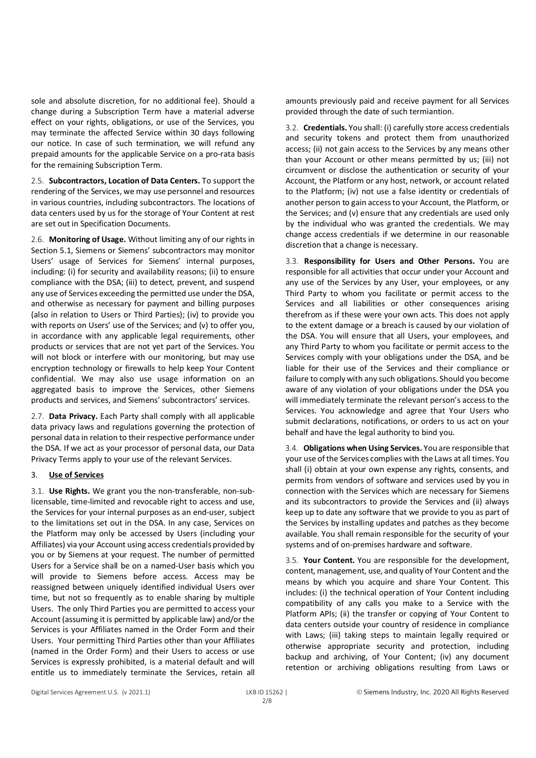sole and absolute discretion, for no additional fee). Should a change during a Subscription Term have a material adverse effect on your rights, obligations, or use of the Services, you may terminate the affected Service within 30 days following our notice. In case of such termination, we will refund any prepaid amounts for the applicable Service on a pro-rata basis for the remaining Subscription Term.

2.5. **Subcontractors, Location of Data Centers.** To support the rendering of the Services, we may use personnel and resources in various countries, including subcontractors. The locations of data centers used by us for the storage of Your Content at rest are set out in Specification Documents.

2.6. **Monitoring of Usage.** Without limiting any of our rights in Section 5.1, Siemens or Siemens' subcontractors may monitor Users' usage of Services for Siemens' internal purposes, including: (i) for security and availability reasons; (ii) to ensure compliance with the DSA; (iii) to detect, prevent, and suspend any use of Services exceeding the permitted use under the DSA, and otherwise as necessary for payment and billing purposes (also in relation to Users or Third Parties); (iv) to provide you with reports on Users' use of the Services; and (v) to offer you, in accordance with any applicable legal requirements, other products or services that are not yet part of the Services. You will not block or interfere with our monitoring, but may use encryption technology or firewalls to help keep Your Content confidential. We may also use usage information on an aggregated basis to improve the Services, other Siemens products and services, and Siemens' subcontractors' services.

2.7. **Data Privacy.** Each Party shall comply with all applicable data privacy laws and regulations governing the protection of personal data in relation to their respective performance under the DSA. If we act as your processor of personal data, our Data Privacy Terms apply to your use of the relevant Services.

## 3. Use of Services

3.1. **Use Rights.** We grant you the non-transferable, non-sub-licensable, time-limited and revocable right to access and use, the Services for your internal purposes as an end-user, subject to the limitations set out in the DSA. In any case, Services on the Platform may only be accessed by Users (including your Affiliates) via your Account using access credentials provided by you or by Siemens at your request. The number of permitted Users for a Service shall be on a named-User basis which you will provide to Siemens before access. Access may be reassigned between uniquely identified individual Users over time, but not so frequently as to enable sharing by multiple Users. The only Third Parties you are permitted to access your Account (assuming it is permitted by applicable law) and/or the Services is your Affiliates named in the Order Form and their Users. Your permitting Third Parties other than your Affiliates (named in the Order Form) and their Users to access or use Services is expressly prohibited, is a material default and will entitle us to immediately terminate the Services, retain all amounts previously paid and receive payment for all Services provided through the date of such termiantion.

3.2. **Credentials.** You shall: (i) carefully store access credentials and security tokens and protect them from unauthorized access; (ii) not gain access to the Services by any means other than your Account or other means permitted by us; (iii) not circumvent or disclose the authentication or security of your Account, the Platform or any host, network, or account related to the Platform; (iv) not use a false identity or credentials of another person to gain access to your Account, the Platform, or the Services; and (v) ensure that any credentials are used only by the individual who was granted the credentials. We may change access credentials if we determine in our reasonable discretion that a change is necessary.

3.3. **Responsibility for Users and Other Persons.** You are responsible for all activities that occur under your Account and any use of the Services by any User, your employees, or any Third Party to whom you facilitate or permit access to the Services and all liabilities or other consequences arising therefrom as if these were your own acts. This does not apply to the extent damage or a breach is caused by our violation of the DSA. You will ensure that all Users, your employees, and any Third Party to whom you facilitate or permit access to the Services comply with your obligations under the DSA, and be liable for their use of the Services and their compliance or failure to comply with any such obligations. Should you become aware of any violation of your obligations under the DSA you will immediately terminate the relevant person's access to the Services. You acknowledge and agree that Your Users who submit declarations, notifications, or orders to us act on your behalf and have the legal authority to bind you.

3.4. **Obligations when Using Services.** You are responsible that your use of the Services complies with the Laws at all times. You shall (i) obtain at your own expense any rights, consents, and permits from vendors of software and services used by you in connection with the Services which are necessary for Siemens and its subcontractors to provide the Services and (ii) always keep up to date any software that we provide to you as part of the Services by installing updates and patches as they become available. You shall remain responsible for the security of your systems and of on-premises hardware and software.

3.5. **Your Content.** You are responsible for the development, content, management, use, and quality of Your Content and the means by which you acquire and share Your Content. This includes: (i) the technical operation of Your Content including compatibility of any calls you make to a Service with the Platform APIs; (ii) the transfer or copying of Your Content to data centers outside your country of residence in compliance with Laws; (iii) taking steps to maintain legally required or otherwise appropriate security and protection, including backup and archiving, of Your Content; (iv) any document retention or archiving obligations resulting from Laws or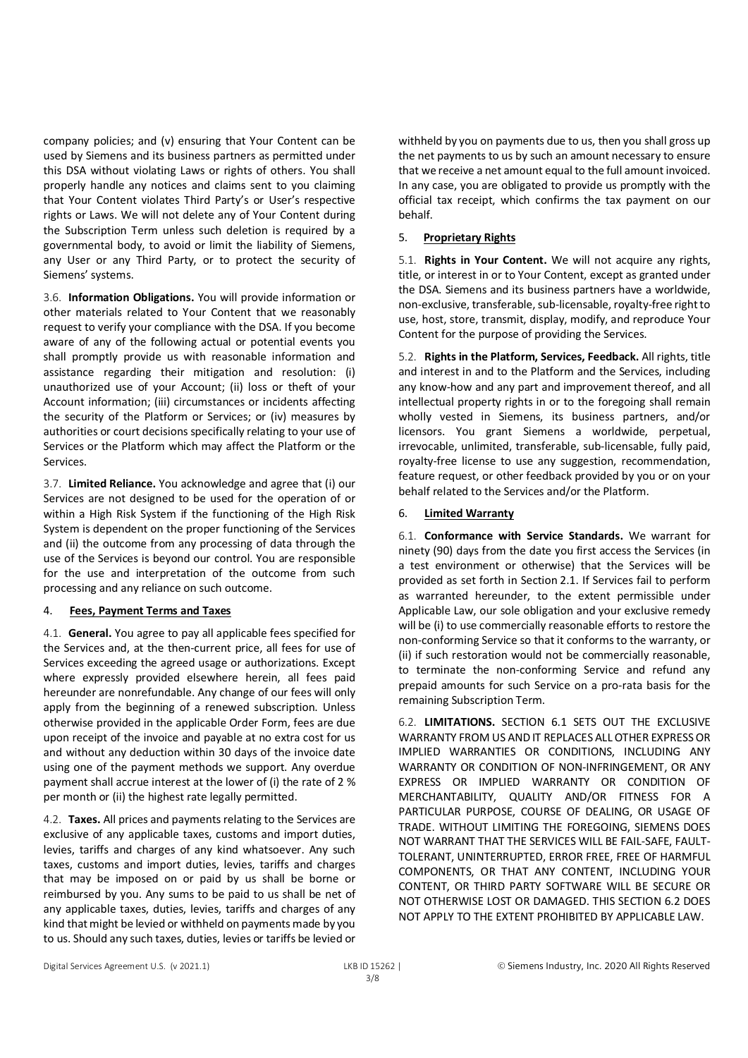company policies; and (v) ensuring that Your Content can be used by Siemens and its business partners as permitted under this DSA without violating Laws or rights of others. You shall properly handle any notices and claims sent to you claiming that Your Content violates Third Party's or User's respective rights or Laws. We will not delete any of Your Content during the Subscription Term unless such deletion is required by a governmental body, to avoid or limit the liability of Siemens, any User or any Third Party, or to protect the security of Siemens' systems.

3.6. **Information Obligations.** You will provide information or other materials related to Your Content that we reasonably request to verify your compliance with the DSA. If you become aware of any of the following actual or potential events you shall promptly provide us with reasonable information and assistance regarding their mitigation and resolution: (i) unauthorized use of your Account; (ii) loss or theft of your Account information; (iii) circumstances or incidents affecting the security of the Platform or Services; or (iv) measures by authorities or court decisions specifically relating to your use of Services or the Platform which may affect the Platform or the Services.

3.7. **Limited Reliance.** You acknowledge and agree that (i) our Services are not designed to be used for the operation of or within a High Risk System if the functioning of the High Risk System is dependent on the proper functioning of the Services and (ii) the outcome from any processing of data through the use of the Services is beyond our control. You are responsible for the use and interpretation of the outcome from such processing and any reliance on such outcome.

## 4. Fees, Payment Terms and Taxes

4.1. **General.** You agree to pay all applicable fees specified for the Services and, at the then-current price, all fees for use of Services exceeding the agreed usage or authorizations. Except where expressly provided elsewhere herein, all fees paid hereunder are nonrefundable. Any change of our fees will only apply from the beginning of a renewed subscription. Unless otherwise provided in the applicable Order Form, fees are due upon receipt of the invoice and payable at no extra cost for us and without any deduction within 30 days of the invoice date using one of the payment methods we support. Any overdue payment shall accrue interest at the lower of (i) the rate of 2 % per month or (ii) the highest rate legally permitted.

4.2. **Taxes.** All prices and payments relating to the Services are exclusive of any applicable taxes, customs and import duties, levies, tariffs and charges of any kind whatsoever. Any such taxes, customs and import duties, levies, tariffs and charges that may be imposed on or paid by us shall be borne or reimbursed by you. Any sums to be paid to us shall be net of any applicable taxes, duties, levies, tariffs and charges of any kind that might be levied or withheld on payments made by you to us. Should any such taxes, duties, levies or tariffs be levied or withheld by you on payments due to us, then you shall gross up the net payments to us by such an amount necessary to ensure that we receive a net amount equal to the full amount invoiced. In any case, you are obligated to provide us promptly with the official tax receipt, which confirms the tax payment on our behalf.

## 5. Proprietary Rights

5.1. **Rights in Your Content.** We will not acquire any rights, title, or interest in or to Your Content, except as granted under the DSA. Siemens and its business partners have a worldwide, non-exclusive, transferable, sub-licensable, royalty-free right to use, host, store, transmit, display, modify, and reproduce Your Content for the purpose of providing the Services.

5.2. **Rights in the Platform, Services, Feedback.** All rights, title and interest in and to the Platform and the Services, including any know-how and any part and improvement thereof, and all intellectual property rights in or to the foregoing shall remain wholly vested in Siemens, its business partners, and/or licensors. You grant Siemens a worldwide, perpetual, irrevocable, unlimited, transferable, sub-licensable, fully paid, royalty-free license to use any suggestion, recommendation, feature request, or other feedback provided by you or on your behalf related to the Services and/or the Platform.

## 6. Limited Warranty

6.1. **Conformance with Service Standards.** We warrant for ninety (90) days from the date you first access the Services (in a test environment or otherwise) that the Services will be provided as set forth in Section 2.1. If Services fail to perform as warranted hereunder, to the extent permissible under Applicable Law, our sole obligation and your exclusive remedy will be (i) to use commercially reasonable efforts to restore the non-conforming Service so that it conforms to the warranty, or (ii) if such restoration would not be commercially reasonable, to terminate the non-conforming Service and refund any prepaid amounts for such Service on a pro-rata basis for the remaining Subscription Term.

6.2. **LIMITATIONS.** SECTION 6.1 SETS OUT THE EXCLUSIVE WARRANTY FROM US AND IT REPLACES ALL OTHER EXPRESS OR IMPLIED WARRANTIES OR CONDITIONS, INCLUDING ANY WARRANTY OR CONDITION OF NON-INFRINGEMENT, OR ANY EXPRESS OR IMPLIED WARRANTY OR CONDITION OF MERCHANTABILITY, QUALITY AND/OR FITNESS FOR A PARTICULAR PURPOSE, COURSE OF DEALING, OR USAGE OF TRADE. WITHOUT LIMITING THE FOREGOING, SIEMENS DOES NOT WARRANT THAT THE SERVICES WILL BE FAIL-SAFE, FAULT-TOLERANT, UNINTERRUPTED, ERROR FREE, FREE OF HARMFUL COMPONENTS, OR THAT ANY CONTENT, INCLUDING YOUR CONTENT, OR THIRD PARTY SOFTWARE WILL BE SECURE OR NOT OTHERWISE LOST OR DAMAGED. THIS SECTION 6.2 DOES NOT APPLY TO THE EXTENT PROHIBITED BY APPLICABLE LAW.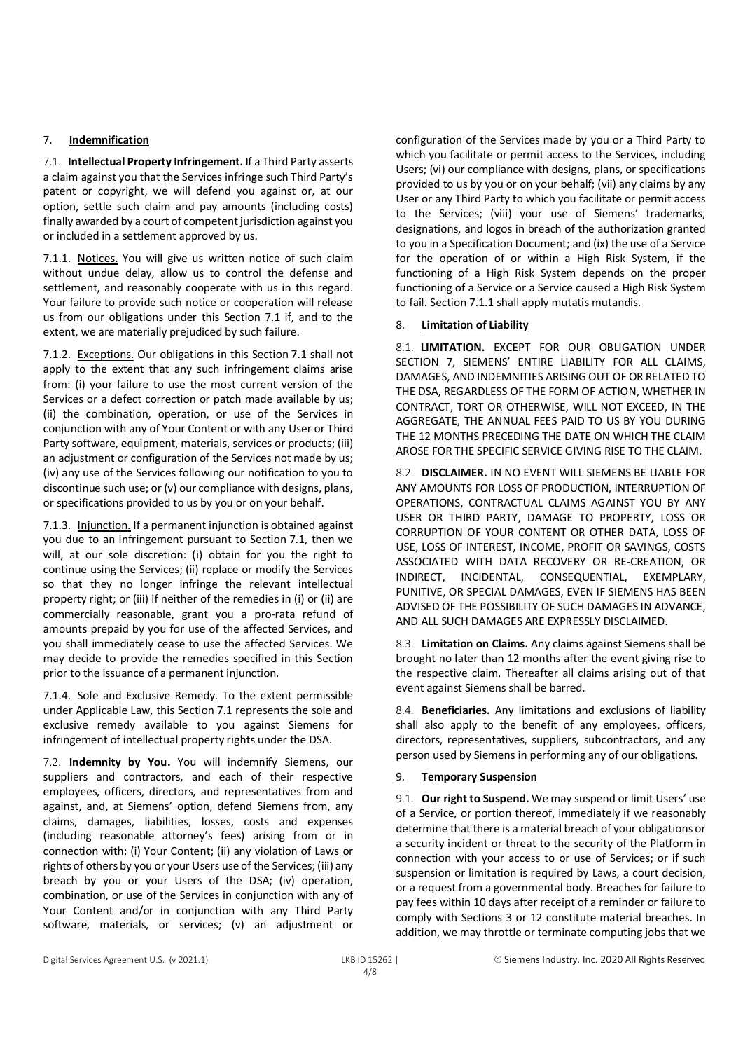## 7. **Indemnification**

7.1. **Intellectual Property Infringement.** If a Third Party asserts a claim against you that the Services infringe such Third Party's patent or copyright, we will defend you against or, at our option, settle such claim and pay amounts (including costs) finally awarded by a court of competent jurisdiction against you or included in a settlement approved by us.

7.1.1. Notices. You will give us written notice of such claim without undue delay, allow us to control the defense and settlement, and reasonably cooperate with us in this regard. Your failure to provide such notice or cooperation will release us from our obligations under this Section 7.1 if, and to the extent, we are materially prejudiced by such failure.

7.1.2. Exceptions. Our obligations in this Section 7.1 shall not apply to the extent that any such infringement claims arise from: (i) your failure to use the most current version of the Services or a defect correction or patch made available by us; (ii) the combination, operation, or use of the Services in conjunction with any of Your Content or with any User or Third Party software, equipment, materials, services or products; (iii) an adjustment or configuration of the Services not made by us; (iv) any use of the Services following our notification to you to discontinue such use; or (v) our compliance with designs, plans, or specifications provided to us by you or on your behalf.

7.1.3. Injunction. If a permanent injunction is obtained against you due to an infringement pursuant to Section 7.1, then we will, at our sole discretion: (i) obtain for you the right to continue using the Services; (ii) replace or modify the Services so that they no longer infringe the relevant intellectual property right; or (iii) if neither of the remedies in (i) or (ii) are commercially reasonable, grant you a pro-rata refund of amounts prepaid by you for use of the affected Services, and you shall immediately cease to use the affected Services. We may decide to provide the remedies specified in this Section prior to the issuance of a permanent injunction.

7.1.4. Sole and Exclusive Remedy. To the extent permissible under Applicable Law, this Section 7.1 represents the sole and exclusive remedy available to you against Siemens for infringement of intellectual property rights under the DSA.

7.2. **Indemnity by You.** You will indemnify Siemens, our suppliers and contractors, and each of their respective employees, officers, directors, and representatives from and against, and, at Siemens' option, defend Siemens from, any claims, damages, liabilities, losses, costs and expenses (including reasonable attorney's fees) arising from or in connection with: (i) Your Content; (ii) any violation of Laws or rights of others by you or your Users use of the Services; (iii) any breach by you or your Users of the DSA; (iv) operation, combination, or use of the Services in conjunction with any of Your Content and/or in conjunction with any Third Party software, materials, or services; (v) an adjustment or configuration of the Services made by you or a Third Party to which you facilitate or permit access to the Services, including Users; (vi) our compliance with designs, plans, or specifications provided to us by you or on your behalf; (vii) any claims by any User or any Third Party to which you facilitate or permit access to the Services; (viii) your use of Siemens' trademarks, designations, and logos in breach of the authorization granted to you in a Specification Document; and (ix) the use of a Service for the operation of or within a High Risk System, if the functioning of a High Risk System depends on the proper functioning of a Service or a Service caused a High Risk System to fail. Section 7.1.1 shall apply mutatis mutandis.

## 8. **Limitation of Liability**

8.1. **LIMITATION.** EXCEPT FOR OUR OBLIGATION UNDER SECTION 7, SIEMENS' ENTIRE LIABILITY FOR ALL CLAIMS, DAMAGES, AND INDEMNITIES ARISING OUT OF OR RELATED TO THE DSA, REGARDLESS OF THE FORM OF ACTION, WHETHER IN CONTRACT, TORT OR OTHERWISE, WILL NOT EXCEED, IN THE AGGREGATE, THE ANNUAL FEES PAID TO US BY YOU DURING THE 12 MONTHS PRECEDING THE DATE ON WHICH THE CLAIM AROSE FOR THE SPECIFIC SERVICE GIVING RISE TO THE CLAIM.

8.2. **DISCLAIMER.** IN NO EVENT WILL SIEMENS BE LIABLE FOR ANY AMOUNTS FOR LOSS OF PRODUCTION, INTERRUPTION OF OPERATIONS, CONTRACTUAL CLAIMS AGAINST YOU BY ANY USER OR THIRD PARTY, DAMAGE TO PROPERTY, LOSS OR CORRUPTION OF YOUR CONTENT OR OTHER DATA, LOSS OF USE, LOSS OF INTEREST, INCOME, PROFIT OR SAVINGS, COSTS ASSOCIATED WITH DATA RECOVERY OR RE-CREATION, OR INDIRECT, INCIDENTAL, CONSEQUENTIAL, EXEMPLARY, PUNITIVE, OR SPECIAL DAMAGES, EVEN IF SIEMENS HAS BEEN ADVISED OF THE POSSIBILITY OF SUCH DAMAGES IN ADVANCE, AND ALL SUCH DAMAGES ARE EXPRESSLY DISCLAIMED.

8.3. **Limitation on Claims.** Any claims against Siemens shall be brought no later than 12 months after the event giving rise to the respective claim. Thereafter all claims arising out of that event against Siemens shall be barred.

8.4. **Beneficiaries.** Any limitations and exclusions of liability shall also apply to the benefit of any employees, officers, directors, representatives, suppliers, subcontractors, and any person used by Siemens in performing any of our obligations.

## 9. **Temporary Suspension**

9.1. **Our right to Suspend.** We may suspend or limit Users' use of a Service, or portion thereof, immediately if we reasonably determine that there is a material breach of your obligations or a security incident or threat to the security of the Platform in connection with your access to or use of Services; or if such suspension or limitation is required by Laws, a court decision, or a request from a governmental body. Breaches for failure to pay fees within 10 days after receipt of a reminder or failure to comply with Sections 3 or 12 constitute material breaches. In addition, we may throttle or terminate computing jobs that we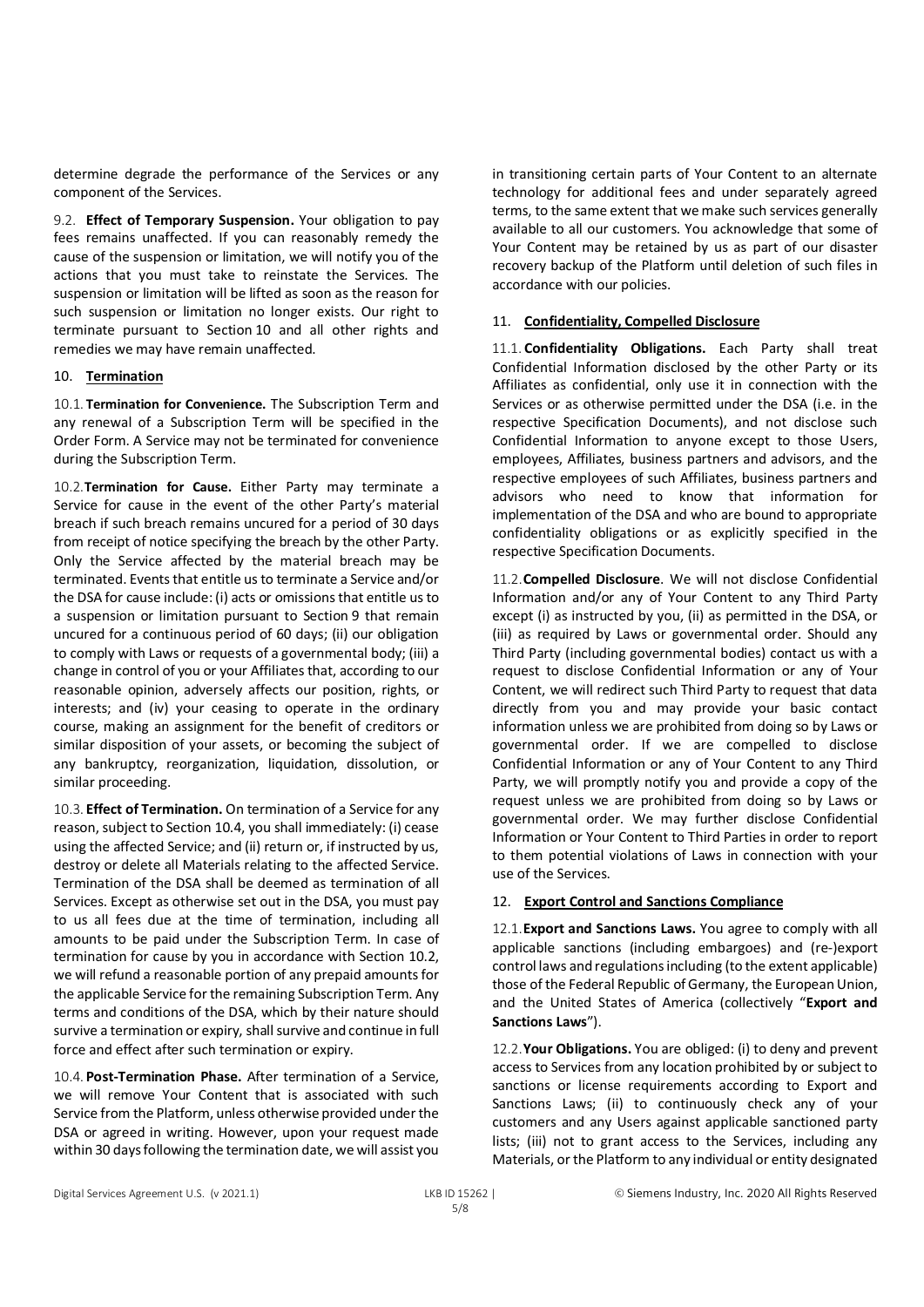determine degrade the performance of the Services or any component of the Services.

9.2. **Effect of Temporary Suspension.** Your obligation to pay fees remains unaffected. If you can reasonably remedy the cause of the suspension or limitation, we will notify you of the actions that you must take to reinstate the Services. The suspension or limitation will be lifted as soon as the reason for such suspension or limitation no longer exists. Our right to terminate pursuant to Section 10 and all other rights and remedies we may have remain unaffected.

## 10. Termination

10.1. **Termination for Convenience.** The Subscription Term and any renewal of a Subscription Term will be specified in the Order Form. A Service may not be terminated for convenience during the Subscription Term.

10.2. **Termination for Cause.** Either Party may terminate a Service for cause in the event of the other Party's material breach if such breach remains uncured for a period of 30 days from receipt of notice specifying the breach by the other Party. Only the Service affected by the material breach may be terminated. Events that entitle us to terminate a Service and/or the DSA for cause include: (i) acts or omissions that entitle us to a suspension or limitation pursuant to Section 9 that remain uncured for a continuous period of 60 days; (ii) our obligation to comply with Laws or requests of a governmental body; (iii) a change in control of you or your Affiliates that, according to our reasonable opinion, adversely affects our position, rights, or interests; and (iv) your ceasing to operate in the ordinary course, making an assignment for the benefit of creditors or similar disposition of your assets, or becoming the subject of any bankruptcy, reorganization, liquidation, dissolution, or similar proceeding.

10.3. **Effect of Termination.** On termination of a Service for any reason, subject to Section 10.4, you shall immediately: (i) cease using the affected Service; and (ii) return or, if instructed by us, destroy or delete all Materials relating to the affected Service. Termination of the DSA shall be deemed as termination of all Services. Except as otherwise set out in the DSA, you must pay to us all fees due at the time of termination, including all amounts to be paid under the Subscription Term. In case of termination for cause by you in accordance with Section 10.2, we will refund a reasonable portion of any prepaid amounts for the applicable Service for the remaining Subscription Term. Any terms and conditions of the DSA, which by their nature should survive a termination or expiry, shall survive and continue in full force and effect after such termination or expiry.

10.4. **Post-Termination Phase.** After termination of a Service, we will remove Your Content that is associated with such Service from the Platform, unless otherwise provided under the DSA or agreed in writing. However, upon your request made within 30 days following the termination date, we will assist you in transitioning certain parts of Your Content to an alternate technology for additional fees and under separately agreed terms, to the same extent that we make such services generally available to all our customers. You acknowledge that some of Your Content may be retained by us as part of our disaster recovery backup of the Platform until deletion of such files in accordance with our policies.

## 11. Confidentiality, Compelled Disclosure

11.1. **Confidentiality Obligations.** Each Party shall treat Confidential Information disclosed by the other Party or its Affiliates as confidential, only use it in connection with the Services or as otherwise permitted under the DSA (i.e. in the respective Specification Documents), and not disclose such Confidential Information to anyone except to those Users, employees, Affiliates, business partners and advisors, and the respective employees of such Affiliates, business partners and advisors who need to know that information for implementation of the DSA and who are bound to appropriate confidentiality obligations or as explicitly specified in the respective Specification Documents.

11.2. **Compelled Disclosure**. We will not disclose Confidential Information and/or any of Your Content to any Third Party except (i) as instructed by you, (ii) as permitted in the DSA, or (iii) as required by Laws or governmental order. Should any Third Party (including governmental bodies) contact us with a request to disclose Confidential Information or any of Your Content, we will redirect such Third Party to request that data directly from you and may provide your basic contact information unless we are prohibited from doing so by Laws or governmental order. If we are compelled to disclose Confidential Information or any of Your Content to any Third Party, we will promptly notify you and provide a copy of the request unless we are prohibited from doing so by Laws or governmental order. We may further disclose Confidential Information or Your Content to Third Parties in order to report to them potential violations of Laws in connection with your use of the Services.

## 12. Export Control and Sanctions Compliance

12.1. **Export and Sanctions Laws.** You agree to comply with all applicable sanctions (including embargoes) and (re-)export control laws and regulations including (to the extent applicable) those of the Federal Republic of Germany, the European Union, and the United States of America (collectively "**Export and Sanctions Laws**").

12.2. **Your Obligations.** You are obliged: (i) to deny and prevent access to Services from any location prohibited by or subject to sanctions or license requirements according to Export and Sanctions Laws; (ii) to continuously check any of your customers and any Users against applicable sanctioned party lists; (iii) not to grant access to the Services, including any Materials, or the Platform to any individual or entity designated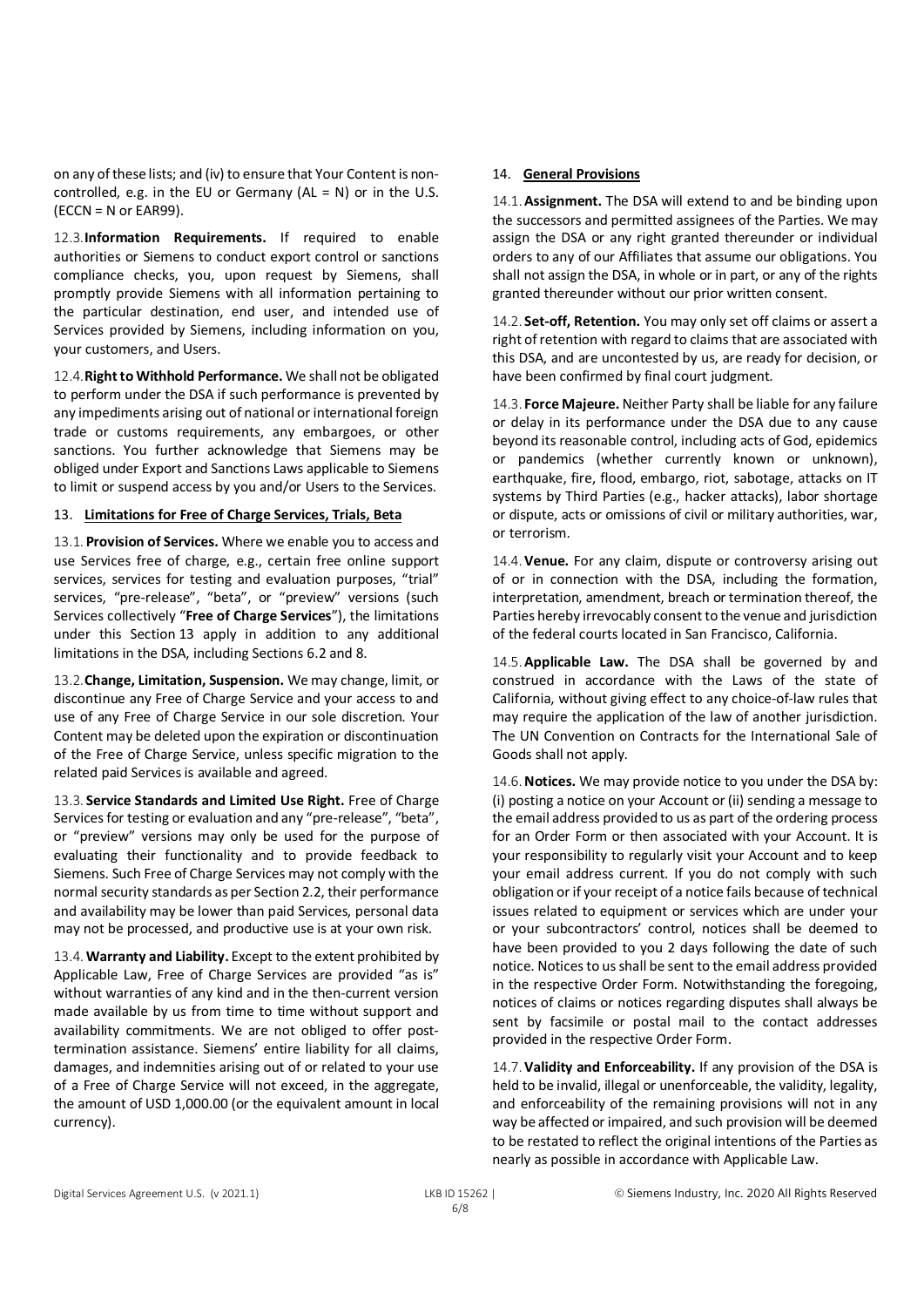on any of these lists; and (iv) to ensure that Your Content is non-controlled, e.g. in the EU or Germany (AL = N) or in the U.S. (ECCN = N or EAR99).

12.3. **Information Requirements.** If required to enable authorities or Siemens to conduct export control or sanctions compliance checks, you, upon request by Siemens, shall promptly provide Siemens with all information pertaining to the particular destination, end user, and intended use of Services provided by Siemens, including information on you, your customers, and Users.

12.4. **Right to Withhold Performance.** We shall not be obligated to perform under the DSA if such performance is prevented by any impediments arising out of national or international foreign trade or customs requirements, any embargoes, or other sanctions. You further acknowledge that Siemens may be obliged under Export and Sanctions Laws applicable to Siemens to limit or suspend access by you and/or Users to the Services.

## 13. Limitations for Free of Charge Services, Trials, Beta

13.1. **Provision of Services.** Where we enable you to access and use Services free of charge, e.g., certain free online support services, services for testing and evaluation purposes, "trial" services, "pre-release", "beta", or "preview" versions (such Services collectively "**Free of Charge Services**"), the limitations under this Section 13 apply in addition to any additional limitations in the DSA, including Sections 6.2 and 8.

13.2. **Change, Limitation, Suspension.** We may change, limit, or discontinue any Free of Charge Service and your access to and use of any Free of Charge Service in our sole discretion. Your Content may be deleted upon the expiration or discontinuation of the Free of Charge Service, unless specific migration to the related paid Services is available and agreed.

13.3. **Service Standards and Limited Use Right.** Free of Charge Services for testing or evaluation and any "pre-release", "beta", or "preview" versions may only be used for the purpose of evaluating their functionality and to provide feedback to Siemens. Such Free of Charge Services may not comply with the normal security standards as per Section 2.2, their performance and availability may be lower than paid Services, personal data may not be processed, and productive use is at your own risk.

13.4. **Warranty and Liability.** Except to the extent prohibited by Applicable Law, Free of Charge Services are provided "as is" without warranties of any kind and in the then-current version made available by us from time to time without support and availability commitments. We are not obliged to offer post-termination assistance. Siemens' entire liability for all claims, damages, and indemnities arising out of or related to your use of a Free of Charge Service will not exceed, in the aggregate, the amount of USD 1,000.00 (or the equivalent amount in local currency).

## 14. General Provisions

14.1. **Assignment.** The DSA will extend to and be binding upon the successors and permitted assignees of the Parties. We may assign the DSA or any right granted thereunder or individual orders to any of our Affiliates that assume our obligations. You shall not assign the DSA, in whole or in part, or any of the rights granted thereunder without our prior written consent.

14.2. **Set-off, Retention.** You may only set off claims or assert a right of retention with regard to claims that are associated with this DSA, and are uncontested by us, are ready for decision, or have been confirmed by final court judgment.

14.3. **Force Majeure.** Neither Party shall be liable for any failure or delay in its performance under the DSA due to any cause beyond its reasonable control, including acts of God, epidemics or pandemics (whether currently known or unknown), earthquake, fire, flood, embargo, riot, sabotage, attacks on IT systems by Third Parties (e.g., hacker attacks), labor shortage or dispute, acts or omissions of civil or military authorities, war, or terrorism.

14.4. **Venue.** For any claim, dispute or controversy arising out of or in connection with the DSA, including the formation, interpretation, amendment, breach or termination thereof, the Parties hereby irrevocably consent to the venue and jurisdiction of the federal courts located in San Francisco, California.

14.5. **Applicable Law.** The DSA shall be governed by and construed in accordance with the Laws of the state of California, without giving effect to any choice-of-law rules that may require the application of the law of another jurisdiction. The UN Convention on Contracts for the International Sale of Goods shall not apply.

14.6. **Notices.** We may provide notice to you under the DSA by: (i) posting a notice on your Account or (ii) sending a message to the email address provided to us as part of the ordering process for an Order Form or then associated with your Account. It is your responsibility to regularly visit your Account and to keep your email address current. If you do not comply with such obligation or if your receipt of a notice fails because of technical issues related to equipment or services which are under your or your subcontractors' control, notices shall be deemed to have been provided to you 2 days following the date of such notice. Notices to us shall be sent to the email address provided in the respective Order Form. Notwithstanding the foregoing, notices of claims or notices regarding disputes shall always be sent by facsimile or postal mail to the contact addresses provided in the respective Order Form.

14.7. **Validity and Enforceability.** If any provision of the DSA is held to be invalid, illegal or unenforceable, the validity, legality, and enforceability of the remaining provisions will not in any way be affected or impaired, and such provision will be deemed to be restated to reflect the original intentions of the Parties as nearly as possible in accordance with Applicable Law.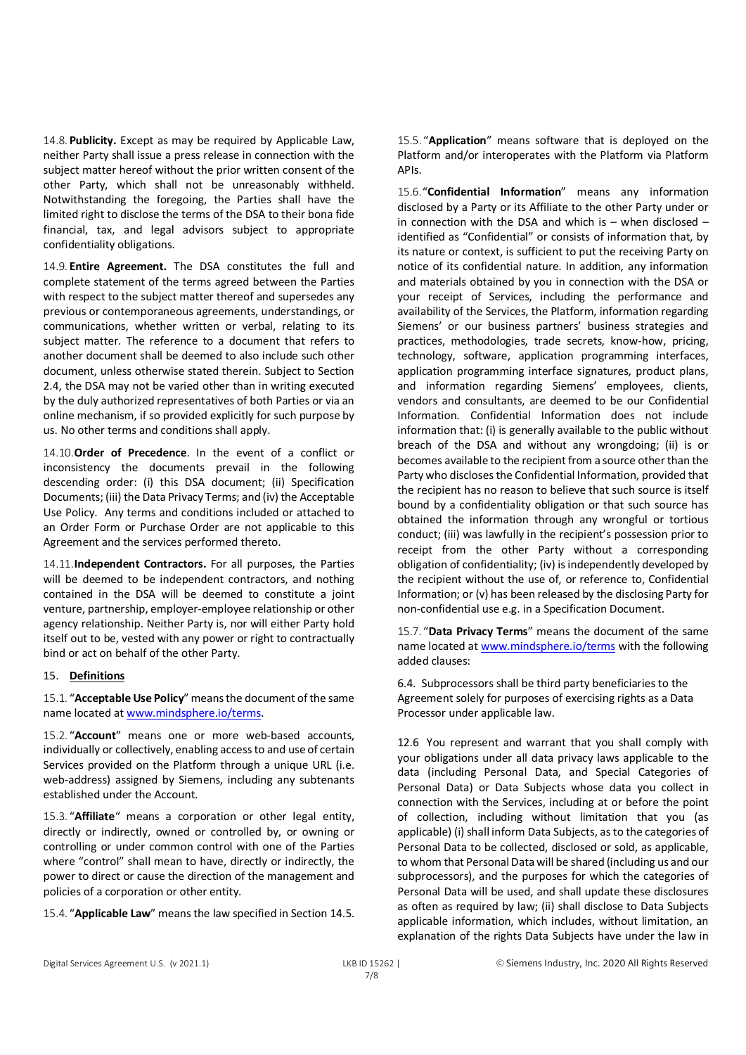14.8. **Publicity.** Except as may be required by Applicable Law, neither Party shall issue a press release in connection with the subject matter hereof without the prior written consent of the other Party, which shall not be unreasonably withheld. Notwithstanding the foregoing, the Parties shall have the limited right to disclose the terms of the DSA to their bona fide financial, tax, and legal advisors subject to appropriate confidentiality obligations.

14.9. **Entire Agreement.** The DSA constitutes the full and complete statement of the terms agreed between the Parties with respect to the subject matter thereof and supersedes any previous or contemporaneous agreements, understandings, or communications, whether written or verbal, relating to its subject matter. The reference to a document that refers to another document shall be deemed to also include such other document, unless otherwise stated therein. Subject to Section 2.4, the DSA may not be varied other than in writing executed by the duly authorized representatives of both Parties or via an online mechanism, if so provided explicitly for such purpose by us. No other terms and conditions shall apply.

14.10. **Order of Precedence**. In the event of a conflict or inconsistency the documents prevail in the following descending order: (i) this DSA document; (ii) Specification Documents; (iii) the Data Privacy Terms; and (iv) the Acceptable Use Policy. Any terms and conditions included or attached to an Order Form or Purchase Order are not applicable to this Agreement and the services performed thereto.

14.11. **Independent Contractors.** For all purposes, the Parties will be deemed to be independent contractors, and nothing contained in the DSA will be deemed to constitute a joint venture, partnership, employer-employee relationship or other agency relationship. Neither Party is, nor will either Party hold itself out to be, vested with any power or right to contractually bind or act on behalf of the other Party.

## 15. Definitions

15.1. "**Acceptable Use Policy**" means the document of the same name located at www.mindsphere.io/terms.

15.2. "**Account**" means one or more web-based accounts, individually or collectively, enabling access to and use of certain Services provided on the Platform through a unique URL (i.e. web-address) assigned by Siemens, including any subtenants established under the Account.

15.3. "**Affiliate**" means a corporation or other legal entity, directly or indirectly, owned or controlled by, or owning or controlling or under common control with one of the Parties where "control" shall mean to have, directly or indirectly, the power to direct or cause the direction of the management and policies of a corporation or other entity.

15.4. "**Applicable Law**" means the law specified in Section 14.5.

15.5. "**Application**" means software that is deployed on the Platform and/or interoperates with the Platform via Platform APIs.

15.6. "**Confidential Information**" means any information disclosed by a Party or its Affiliate to the other Party under or in connection with the DSA and which is – when disclosed – identified as "Confidential" or consists of information that, by its nature or context, is sufficient to put the receiving Party on notice of its confidential nature. In addition, any information and materials obtained by you in connection with the DSA or your receipt of Services, including the performance and availability of the Services, the Platform, information regarding Siemens' or our business partners' business strategies and practices, methodologies, trade secrets, know-how, pricing, technology, software, application programming interfaces, application programming interface signatures, product plans, and information regarding Siemens' employees, clients, vendors and consultants, are deemed to be our Confidential Information. Confidential Information does not include information that: (i) is generally available to the public without breach of the DSA and without any wrongdoing; (ii) is or becomes available to the recipient from a source other than the Party who discloses the Confidential Information, provided that the recipient has no reason to believe that such source is itself bound by a confidentiality obligation or that such source has obtained the information through any wrongful or tortious conduct; (iii) was lawfully in the recipient's possession prior to receipt from the other Party without a corresponding obligation of confidentiality; (iv) is independently developed by the recipient without the use of, or reference to, Confidential Information; or (v) has been released by the disclosing Party for non-confidential use e.g. in a Specification Document.

15.7. "**Data Privacy Terms**" means the document of the same name located at www.mindsphere.io/terms with the following added clauses:

6.4. Subprocessors shall be third party beneficiaries to the Agreement solely for purposes of exercising rights as a Data Processor under applicable law.

12.6 You represent and warrant that you shall comply with your obligations under all data privacy laws applicable to the data (including Personal Data, and Special Categories of Personal Data) or Data Subjects whose data you collect in connection with the Services, including at or before the point of collection, including without limitation that you (as applicable) (i) shall inform Data Subjects, as to the categories of Personal Data to be collected, disclosed or sold, as applicable, to whom that Personal Data will be shared (including us and our subprocessors), and the purposes for which the categories of Personal Data will be used, and shall update these disclosures as often as required by law; (ii) shall disclose to Data Subjects applicable information, which includes, without limitation, an explanation of the rights Data Subjects have under the law in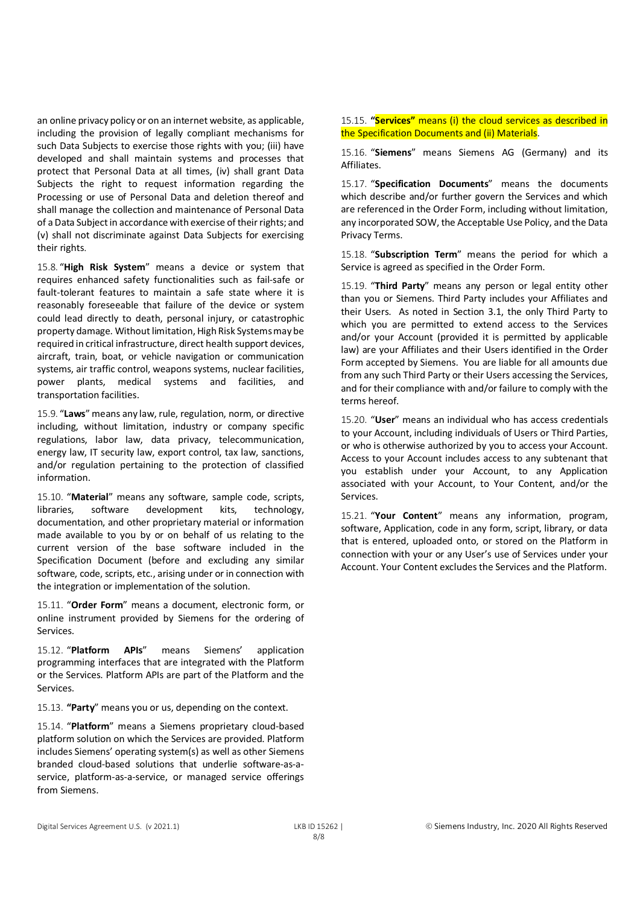an online privacy policy or on an internet website, as applicable, including the provision of legally compliant mechanisms for such Data Subjects to exercise those rights with you; (iii) have developed and shall maintain systems and processes that protect that Personal Data at all times, (iv) shall grant Data Subjects the right to request information regarding the Processing or use of Personal Data and deletion thereof and shall manage the collection and maintenance of Personal Data of a Data Subject in accordance with exercise of their rights; and (v) shall not discriminate against Data Subjects for exercising their rights.

15.8. "**High Risk System**" means a device or system that requires enhanced safety functionalities such as fail-safe or fault-tolerant features to maintain a safe state where it is reasonably foreseeable that failure of the device or system could lead directly to death, personal injury, or catastrophic property damage. Without limitation, High Risk Systems may be required in critical infrastructure, direct health support devices, aircraft, train, boat, or vehicle navigation or communication systems, air traffic control, weapons systems, nuclear facilities, power plants, medical systems and facilities, and transportation facilities.

15.9. "**Laws**" means any law, rule, regulation, norm, or directive including, without limitation, industry or company specific regulations, labor law, data privacy, telecommunication, energy law, IT security law, export control, tax law, sanctions, and/or regulation pertaining to the protection of classified information.

15.10. "**Material**" means any software, sample code, scripts, libraries, software development kits, technology, documentation, and other proprietary material or information made available to you by or on behalf of us relating to the current version of the base software included in the Specification Document (before and excluding any similar software, code, scripts, etc., arising under or in connection with the integration or implementation of the solution.

15.11. "**Order Form**" means a document, electronic form, or online instrument provided by Siemens for the ordering of Services.

15.12. "**Platform APIs**" means Siemens' application programming interfaces that are integrated with the Platform or the Services. Platform APIs are part of the Platform and the Services.

15.13. **"Party**" means you or us, depending on the context.

15.14. "**Platform**" means a Siemens proprietary cloud-based platform solution on which the Services are provided. Platform includes Siemens' operating system(s) as well as other Siemens branded cloud-based solutions that underlie software-as-a-service, platform-as-a-service, or managed service offerings from Siemens.

15.15. **"Services"** means (i) the cloud services as described in the Specification Documents and (ii) Materials.

15.16. "**Siemens**" means Siemens AG (Germany) and its Affiliates.

15.17. "**Specification Documents**" means the documents which describe and/or further govern the Services and which are referenced in the Order Form, including without limitation, any incorporated SOW, the Acceptable Use Policy, and the Data Privacy Terms.

15.18. "**Subscription Term**" means the period for which a Service is agreed as specified in the Order Form.

15.19. "**Third Party**" means any person or legal entity other than you or Siemens. Third Party includes your Affiliates and their Users. As noted in Section 3.1, the only Third Party to which you are permitted to extend access to the Services and/or your Account (provided it is permitted by applicable law) are your Affiliates and their Users identified in the Order Form accepted by Siemens. You are liable for all amounts due from any such Third Party or their Users accessing the Services, and for their compliance with and/or failure to comply with the terms hereof.

15.20. "**User**" means an individual who has access credentials to your Account, including individuals of Users or Third Parties, or who is otherwise authorized by you to access your Account. Access to your Account includes access to any subtenant that you establish under your Account, to any Application associated with your Account, to Your Content, and/or the Services.

15.21. "**Your Content**" means any information, program, software, Application, code in any form, script, library, or data that is entered, uploaded onto, or stored on the Platform in connection with your or any User's use of Services under your Account. Your Content excludes the Services and the Platform.